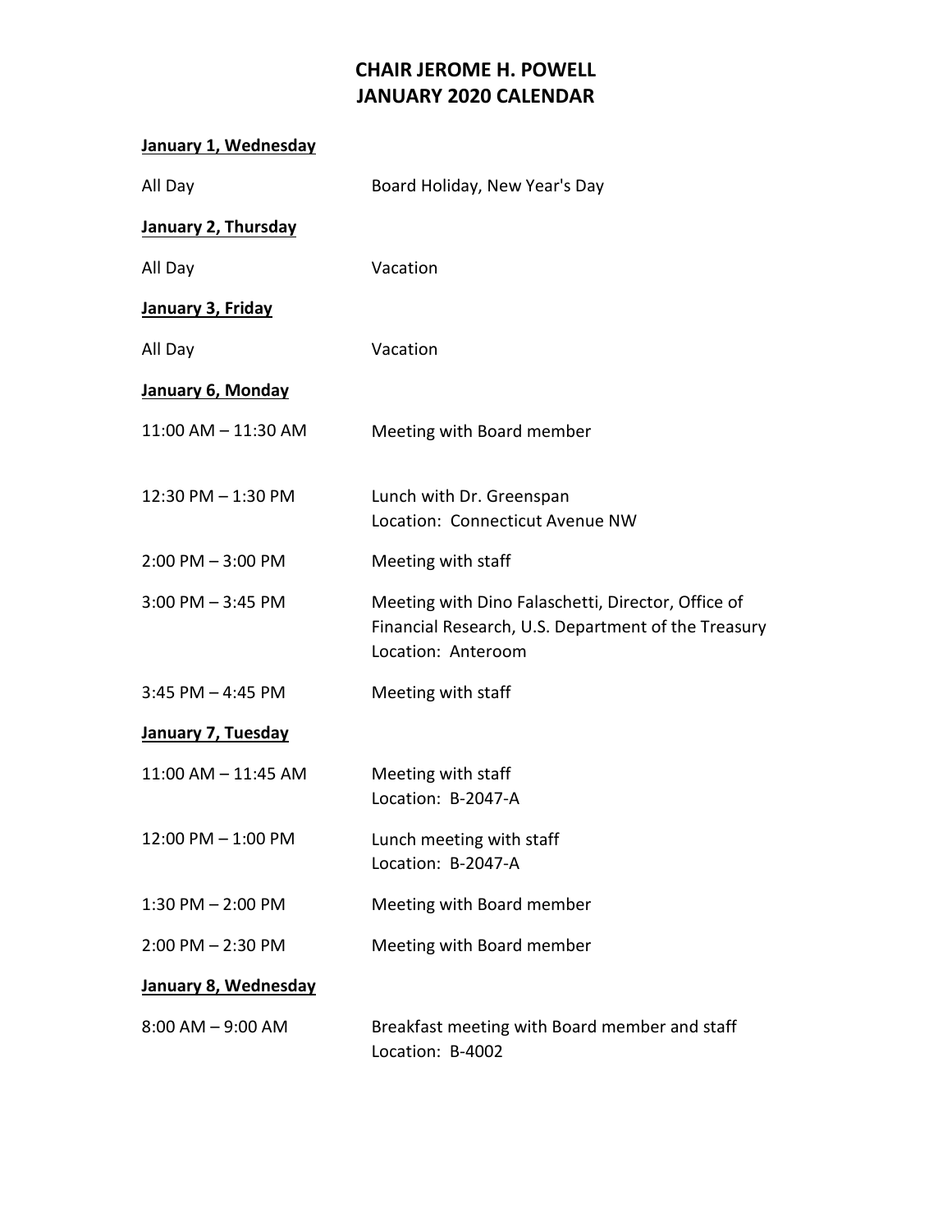# CHAIR JEROME H. POWELL
# JANUARY 2020 CALENDAR

**January 1, Wednesday**

All Day — Board Holiday, New Year's Day

**January 2, Thursday**

All Day — Vacation

**January 3, Friday**

All Day — Vacation

**January 6, Monday**

11:00 AM – 11:30 AM — Meeting with Board member

12:30 PM – 1:30 PM — Lunch with Dr. Greenspan
Location: Connecticut Avenue NW

2:00 PM – 3:00 PM — Meeting with staff

3:00 PM – 3:45 PM — Meeting with Dino Falaschetti, Director, Office of Financial Research, U.S. Department of the Treasury
Location: Anteroom

3:45 PM – 4:45 PM — Meeting with staff

**January 7, Tuesday**

11:00 AM – 11:45 AM — Meeting with staff
Location: B-2047-A

12:00 PM – 1:00 PM — Lunch meeting with staff
Location: B-2047-A

1:30 PM – 2:00 PM — Meeting with Board member

2:00 PM – 2:30 PM — Meeting with Board member

**January 8, Wednesday**

8:00 AM – 9:00 AM — Breakfast meeting with Board member and staff
Location: B-4002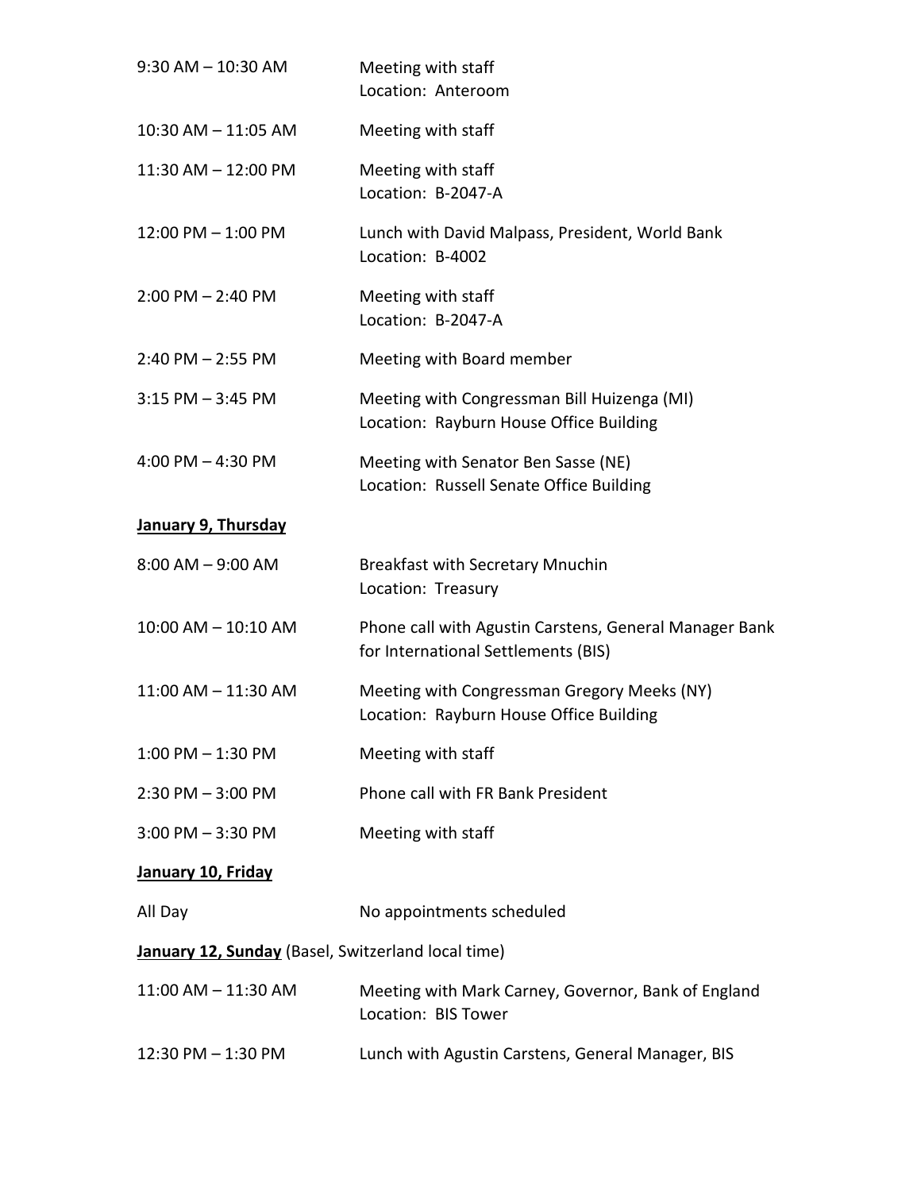| | |
|---|---|
| 9:30 AM – 10:30 AM | Meeting with staff<br>Location: Anteroom |
| 10:30 AM – 11:05 AM | Meeting with staff |
| 11:30 AM – 12:00 PM | Meeting with staff<br>Location: B-2047-A |
| 12:00 PM – 1:00 PM | Lunch with David Malpass, President, World Bank<br>Location: B-4002 |
| 2:00 PM – 2:40 PM | Meeting with staff<br>Location: B-2047-A |
| 2:40 PM – 2:55 PM | Meeting with Board member |
| 3:15 PM – 3:45 PM | Meeting with Congressman Bill Huizenga (MI)<br>Location: Rayburn House Office Building |
| 4:00 PM – 4:30 PM | Meeting with Senator Ben Sasse (NE)<br>Location: Russell Senate Office Building |

**January 9, Thursday**

| | |
|---|---|
| 8:00 AM – 9:00 AM | Breakfast with Secretary Mnuchin<br>Location: Treasury |
| 10:00 AM – 10:10 AM | Phone call with Agustin Carstens, General Manager Bank for International Settlements (BIS) |
| 11:00 AM – 11:30 AM | Meeting with Congressman Gregory Meeks (NY)<br>Location: Rayburn House Office Building |
| 1:00 PM – 1:30 PM | Meeting with staff |
| 2:30 PM – 3:00 PM | Phone call with FR Bank President |
| 3:00 PM – 3:30 PM | Meeting with staff |

**January 10, Friday**

| | |
|---|---|
| All Day | No appointments scheduled |

**January 12, Sunday** (Basel, Switzerland local time)

| | |
|---|---|
| 11:00 AM – 11:30 AM | Meeting with Mark Carney, Governor, Bank of England<br>Location: BIS Tower |
| 12:30 PM – 1:30 PM | Lunch with Agustin Carstens, General Manager, BIS |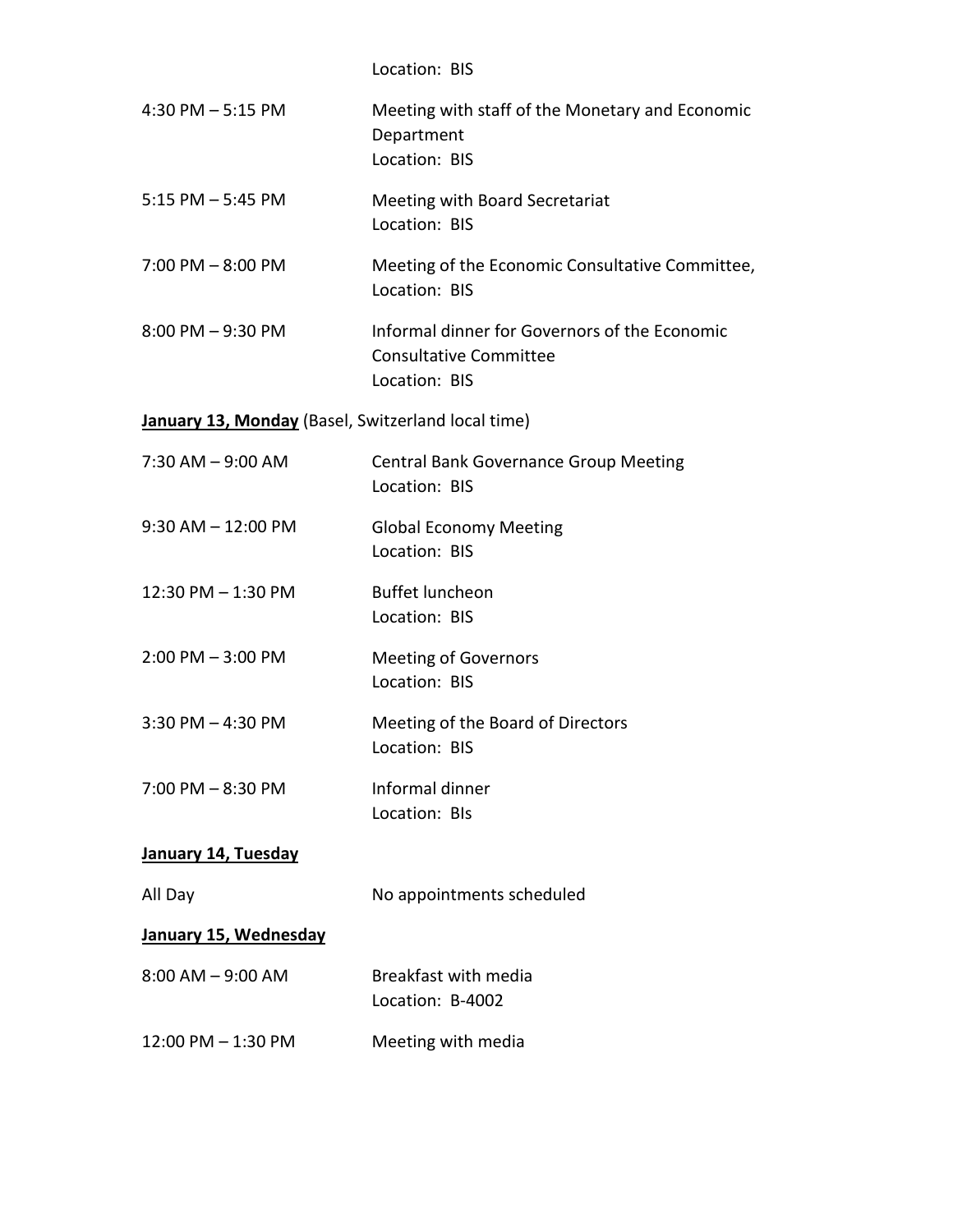Location: BIS

4:30 PM – 5:15 PM Meeting with staff of the Monetary and Economic Department
Location: BIS

5:15 PM – 5:45 PM Meeting with Board Secretariat
Location: BIS

7:00 PM – 8:00 PM Meeting of the Economic Consultative Committee,
Location: BIS

8:00 PM – 9:30 PM Informal dinner for Governors of the Economic Consultative Committee
Location: BIS

**January 13, Monday** (Basel, Switzerland local time)

7:30 AM – 9:00 AM Central Bank Governance Group Meeting
Location: BIS

9:30 AM – 12:00 PM Global Economy Meeting
Location: BIS

12:30 PM – 1:30 PM Buffet luncheon
Location: BIS

2:00 PM – 3:00 PM Meeting of Governors
Location: BIS

3:30 PM – 4:30 PM Meeting of the Board of Directors
Location: BIS

7:00 PM – 8:30 PM Informal dinner
Location: BIs

**January 14, Tuesday**

All Day No appointments scheduled

**January 15, Wednesday**

8:00 AM – 9:00 AM Breakfast with media
Location: B-4002

12:00 PM – 1:30 PM Meeting with media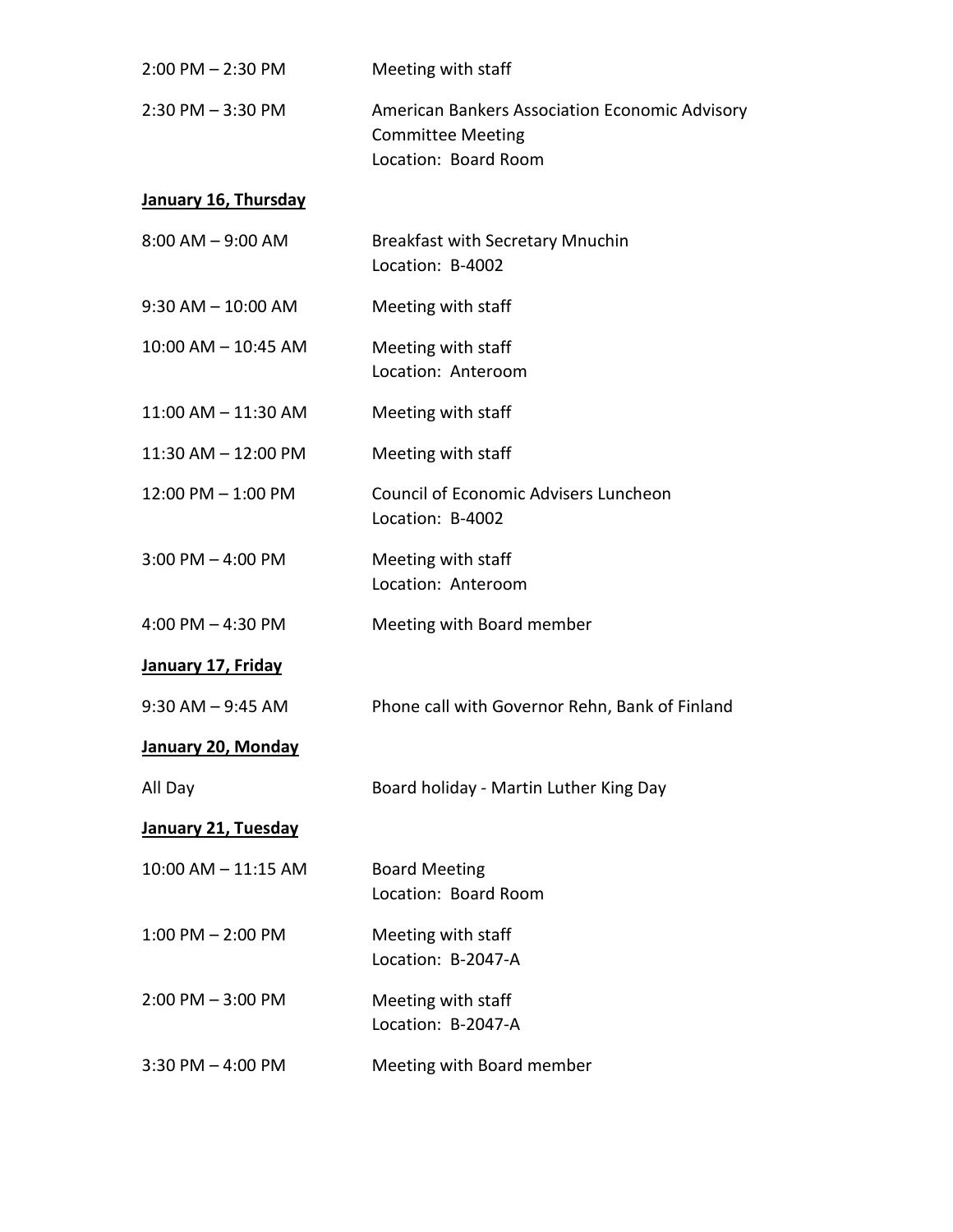| | |
|---|---|
| 2:00 PM – 2:30 PM | Meeting with staff |
| 2:30 PM – 3:30 PM | American Bankers Association Economic Advisory Committee Meeting<br>Location: Board Room |

**January 16, Thursday**

| | |
|---|---|
| 8:00 AM – 9:00 AM | Breakfast with Secretary Mnuchin<br>Location: B-4002 |
| 9:30 AM – 10:00 AM | Meeting with staff |
| 10:00 AM – 10:45 AM | Meeting with staff<br>Location: Anteroom |
| 11:00 AM – 11:30 AM | Meeting with staff |
| 11:30 AM – 12:00 PM | Meeting with staff |
| 12:00 PM – 1:00 PM | Council of Economic Advisers Luncheon<br>Location: B-4002 |
| 3:00 PM – 4:00 PM | Meeting with staff<br>Location: Anteroom |
| 4:00 PM – 4:30 PM | Meeting with Board member |

**January 17, Friday**

| | |
|---|---|
| 9:30 AM – 9:45 AM | Phone call with Governor Rehn, Bank of Finland |

**January 20, Monday**

| | |
|---|---|
| All Day | Board holiday - Martin Luther King Day |

**January 21, Tuesday**

| | |
|---|---|
| 10:00 AM – 11:15 AM | Board Meeting<br>Location: Board Room |
| 1:00 PM – 2:00 PM | Meeting with staff<br>Location: B-2047-A |
| 2:00 PM – 3:00 PM | Meeting with staff<br>Location: B-2047-A |
| 3:30 PM – 4:00 PM | Meeting with Board member |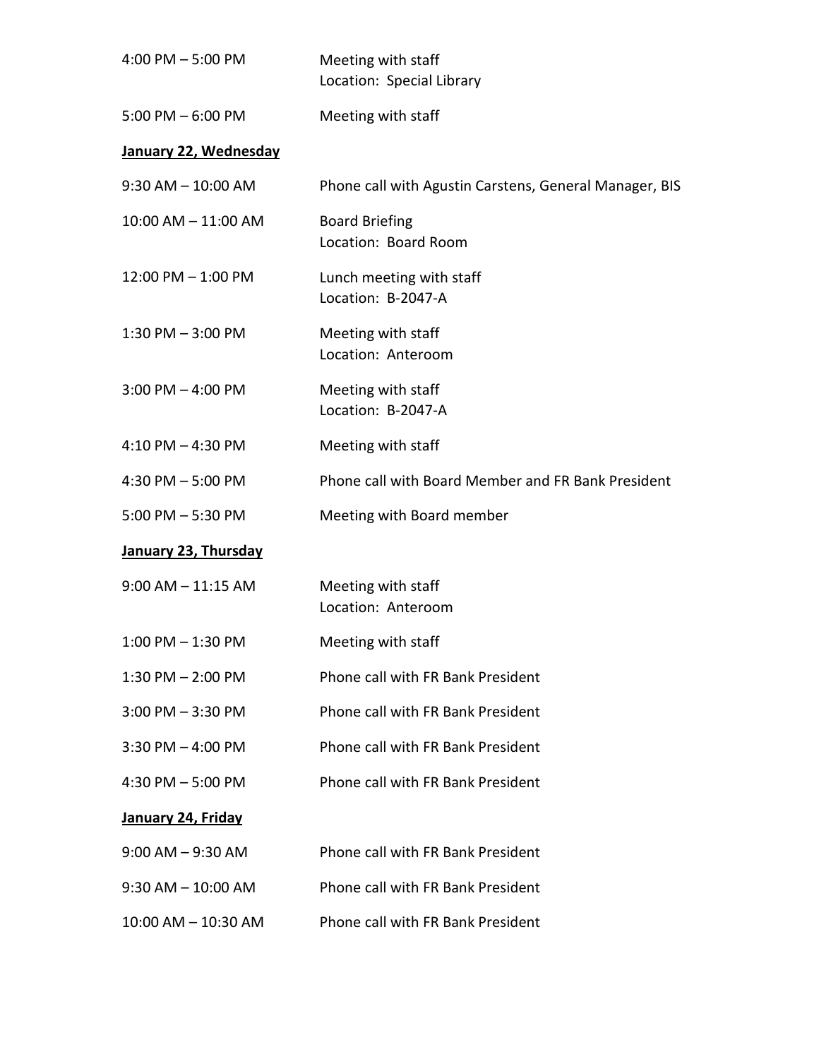4:00 PM – 5:00 PM Meeting with staff
Location: Special Library

5:00 PM – 6:00 PM Meeting with staff

**January 22, Wednesday**

9:30 AM – 10:00 AM Phone call with Agustin Carstens, General Manager, BIS

10:00 AM – 11:00 AM Board Briefing
Location: Board Room

12:00 PM – 1:00 PM Lunch meeting with staff
Location: B-2047-A

1:30 PM – 3:00 PM Meeting with staff
Location: Anteroom

3:00 PM – 4:00 PM Meeting with staff
Location: B-2047-A

4:10 PM – 4:30 PM Meeting with staff

4:30 PM – 5:00 PM Phone call with Board Member and FR Bank President

5:00 PM – 5:30 PM Meeting with Board member

**January 23, Thursday**

9:00 AM – 11:15 AM Meeting with staff
Location: Anteroom

1:00 PM – 1:30 PM Meeting with staff

1:30 PM – 2:00 PM Phone call with FR Bank President

3:00 PM – 3:30 PM Phone call with FR Bank President

3:30 PM – 4:00 PM Phone call with FR Bank President

4:30 PM – 5:00 PM Phone call with FR Bank President

**January 24, Friday**

9:00 AM – 9:30 AM Phone call with FR Bank President

9:30 AM – 10:00 AM Phone call with FR Bank President

10:00 AM – 10:30 AM Phone call with FR Bank President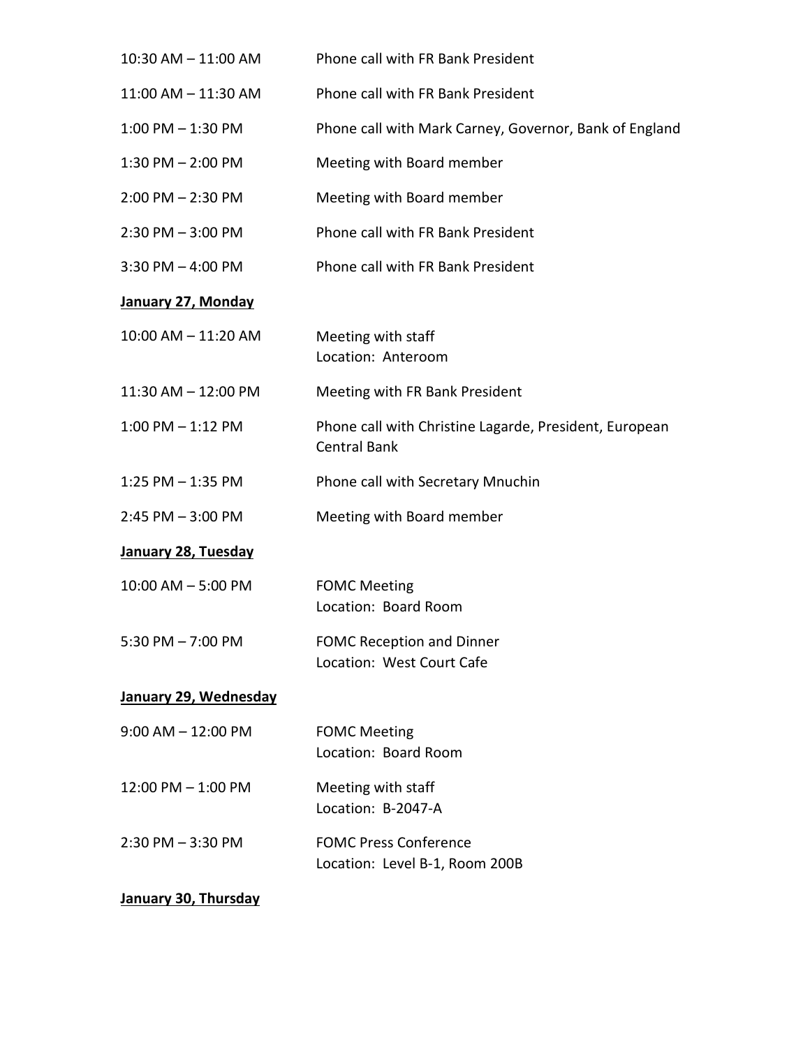| | |
|---|---|
| 10:30 AM – 11:00 AM | Phone call with FR Bank President |
| 11:00 AM – 11:30 AM | Phone call with FR Bank President |
| 1:00 PM – 1:30 PM | Phone call with Mark Carney, Governor, Bank of England |
| 1:30 PM – 2:00 PM | Meeting with Board member |
| 2:00 PM – 2:30 PM | Meeting with Board member |
| 2:30 PM – 3:00 PM | Phone call with FR Bank President |
| 3:30 PM – 4:00 PM | Phone call with FR Bank President |

**January 27, Monday**

| | |
|---|---|
| 10:00 AM – 11:20 AM | Meeting with staff<br>Location: Anteroom |
| 11:30 AM – 12:00 PM | Meeting with FR Bank President |
| 1:00 PM – 1:12 PM | Phone call with Christine Lagarde, President, European Central Bank |
| 1:25 PM – 1:35 PM | Phone call with Secretary Mnuchin |
| 2:45 PM – 3:00 PM | Meeting with Board member |

**January 28, Tuesday**

| | |
|---|---|
| 10:00 AM – 5:00 PM | FOMC Meeting<br>Location: Board Room |
| 5:30 PM – 7:00 PM | FOMC Reception and Dinner<br>Location: West Court Cafe |

**January 29, Wednesday**

| | |
|---|---|
| 9:00 AM – 12:00 PM | FOMC Meeting<br>Location: Board Room |
| 12:00 PM – 1:00 PM | Meeting with staff<br>Location: B-2047-A |
| 2:30 PM – 3:30 PM | FOMC Press Conference<br>Location: Level B-1, Room 200B |

**January 30, Thursday**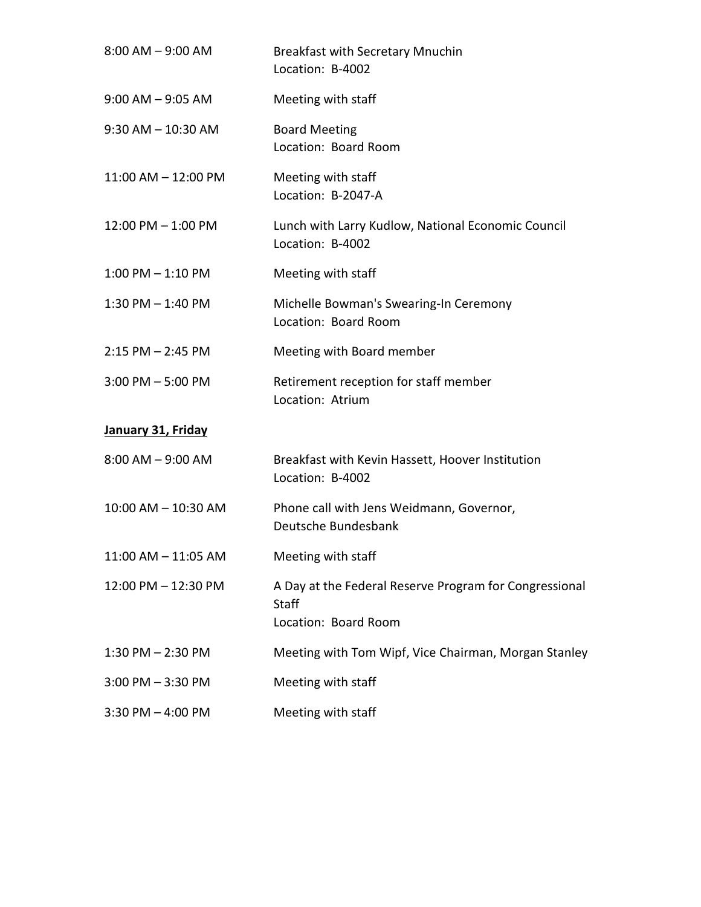| | |
|---|---|
| 8:00 AM – 9:00 AM | Breakfast with Secretary Mnuchin<br>Location: B-4002 |
| 9:00 AM – 9:05 AM | Meeting with staff |
| 9:30 AM – 10:30 AM | Board Meeting<br>Location: Board Room |
| 11:00 AM – 12:00 PM | Meeting with staff<br>Location: B-2047-A |
| 12:00 PM – 1:00 PM | Lunch with Larry Kudlow, National Economic Council<br>Location: B-4002 |
| 1:00 PM – 1:10 PM | Meeting with staff |
| 1:30 PM – 1:40 PM | Michelle Bowman's Swearing-In Ceremony<br>Location: Board Room |
| 2:15 PM – 2:45 PM | Meeting with Board member |
| 3:00 PM – 5:00 PM | Retirement reception for staff member<br>Location: Atrium |

**<u>January 31, Friday</u>**

| | |
|---|---|
| 8:00 AM – 9:00 AM | Breakfast with Kevin Hassett, Hoover Institution<br>Location: B-4002 |
| 10:00 AM – 10:30 AM | Phone call with Jens Weidmann, Governor, Deutsche Bundesbank |
| 11:00 AM – 11:05 AM | Meeting with staff |
| 12:00 PM – 12:30 PM | A Day at the Federal Reserve Program for Congressional Staff<br>Location: Board Room |
| 1:30 PM – 2:30 PM | Meeting with Tom Wipf, Vice Chairman, Morgan Stanley |
| 3:00 PM – 3:30 PM | Meeting with staff |
| 3:30 PM – 4:00 PM | Meeting with staff |